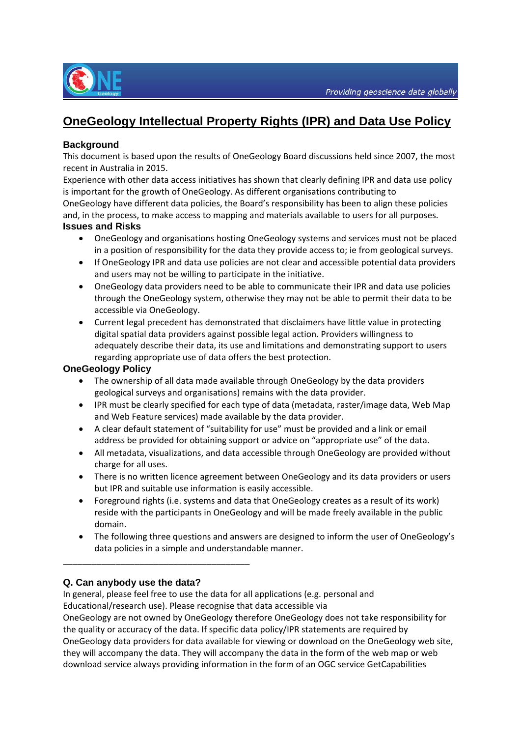# OneGeology Intellectual Property Rights (IPR) and Data Use Policy

## Background

This document is based upon the results of OneGeology Board discussions held since 2007, the most recent in Australia in 2015.

Experience with other data access initiatives has shown that clearly defining IPR and data use policy is important for the growth of OneGeology. As different organisations contributing to OneGeology have different data policies, the Board's responsibility has been to align these policies and, in the process, to make access to mapping and materials available to users for all purposes.

## Issues and Risks

- OneGeology and organisations hosting OneGeology systems and services must not be placed in a position of responsibility for the data they provide access to; ie from geological surveys.
- If OneGeology IPR and data use policies are not clear and accessible potential data providers and users may not be willing to participate in the initiative.
- OneGeology data providers need to be able to communicate their IPR and data use policies through the OneGeology system, otherwise they may not be able to permit their data to be accessible via OneGeology.
- Current legal precedent has demonstrated that disclaimers have little value in protecting digital spatial data providers against possible legal action. Providers willingness to adequately describe their data, its use and limitations and demonstrating support to users regarding appropriate use of data offers the best protection.

## OneGeology Policy

- The ownership of all data made available through OneGeology by the data providers geological surveys and organisations) remains with the data provider.
- IPR must be clearly specified for each type of data (metadata, raster/image data, Web Map and Web Feature services) made available by the data provider.
- A clear default statement of "suitability for use" must be provided and a link or email address be provided for obtaining support or advice on "appropriate use" of the data.
- All metadata, visualizations, and data accessible through OneGeology are provided without charge for all uses.
- There is no written licence agreement between OneGeology and its data providers or users but IPR and suitable use information is easily accessible.
- Foreground rights (i.e. systems and data that OneGeology creates as a result of its work) reside with the participants in OneGeology and will be made freely available in the public domain.
- The following three questions and answers are designed to inform the user of OneGeology's data policies in a simple and understandable manner.

---

## Q. Can anybody use the data?

In general, please feel free to use the data for all applications (e.g. personal and Educational/research use). Please recognise that data accessible via OneGeology are not owned by OneGeology therefore OneGeology does not take responsibility for the quality or accuracy of the data. If specific data policy/IPR statements are required by OneGeology data providers for data available for viewing or download on the OneGeology web site, they will accompany the data. They will accompany the data in the form of the web map or web download service always providing information in the form of an OGC service GetCapabilities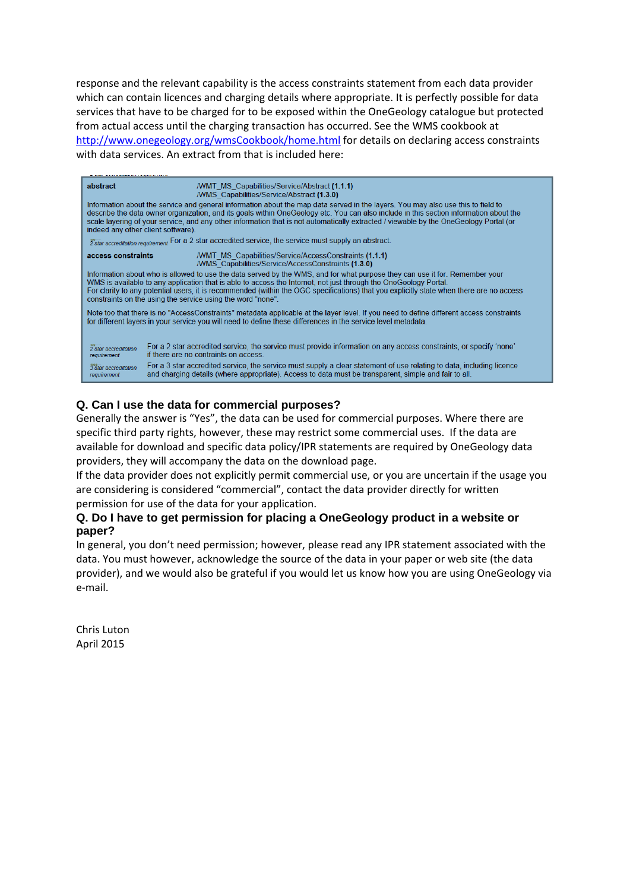response and the relevant capability is the access constraints statement from each data provider which can contain licences and charging details where appropriate. It is perfectly possible for data services that have to be charged for to be exposed within the OneGeology catalogue but protected from actual access until the charging transaction has occurred. See the WMS cookbook at http://www.onegeology.org/wmsCookbook/home.html for details on declaring access constraints with data services. An extract from that is included here:

| | |
|---|---|
| **abstract** | /WMT_MS_Capabilities/Service/Abstract **(1.1.1)**<br>/WMS_Capabilities/Service/Abstract **(1.3.0)** |
| Information about the service and general information about the map data served in the layers. You may also use this to field to describe the data owner organization, and its goals within OneGeology etc. You can also include in this section information about the scale layering of your service, and any other information that is not automatically extracted / viewable by the OneGeology Portal (or indeed any other client software). | |
| *2 star accreditation requirement* | For a 2 star accredited service, the service must supply an abstract. |
| **access constraints** | /WMT_MS_Capabilities/Service/AccessConstraints **(1.1.1)**<br>/WMS_Capabilities/Service/AccessConstraints **(1.3.0)** |
| Information about who is allowed to use the data served by the WMS, and for what purpose they can use it for. Remember your WMS is available to any application that is able to access the Internet, not just through the OneGeology Portal.<br>For clarity to any potential users, it is recommended (within the OGC specifications) that you explicitly state when there are no access constraints on the using the service using the word "none".<br><br>Note too that there is no "AccessConstraints" metadata applicable at the layer level. If you need to define different access constraints for different layers in your service you will need to define these differences in the service level metadata. | |
| *2 star accreditation requirement* | For a 2 star accredited service, the service must provide information on any access constraints, or specify 'none' if there are no contraints on access. |
| *3 star accreditation requirement* | For a 3 star accredited service, the service must supply a clear statement of use relating to data, including licence and charging details (where appropriate). Access to data must be transparent, simple and fair to all. |

## Q. Can I use the data for commercial purposes?

Generally the answer is "Yes", the data can be used for commercial purposes. Where there are specific third party rights, however, these may restrict some commercial uses. If the data are available for download and specific data policy/IPR statements are required by OneGeology data providers, they will accompany the data on the download page.

If the data provider does not explicitly permit commercial use, or you are uncertain if the usage you are considering is considered "commercial", contact the data provider directly for written permission for use of the data for your application.

## Q. Do I have to get permission for placing a OneGeology product in a website or paper?

In general, you don't need permission; however, please read any IPR statement associated with the data. You must however, acknowledge the source of the data in your paper or web site (the data provider), and we would also be grateful if you would let us know how you are using OneGeology via e-mail.

Chris Luton
April 2015